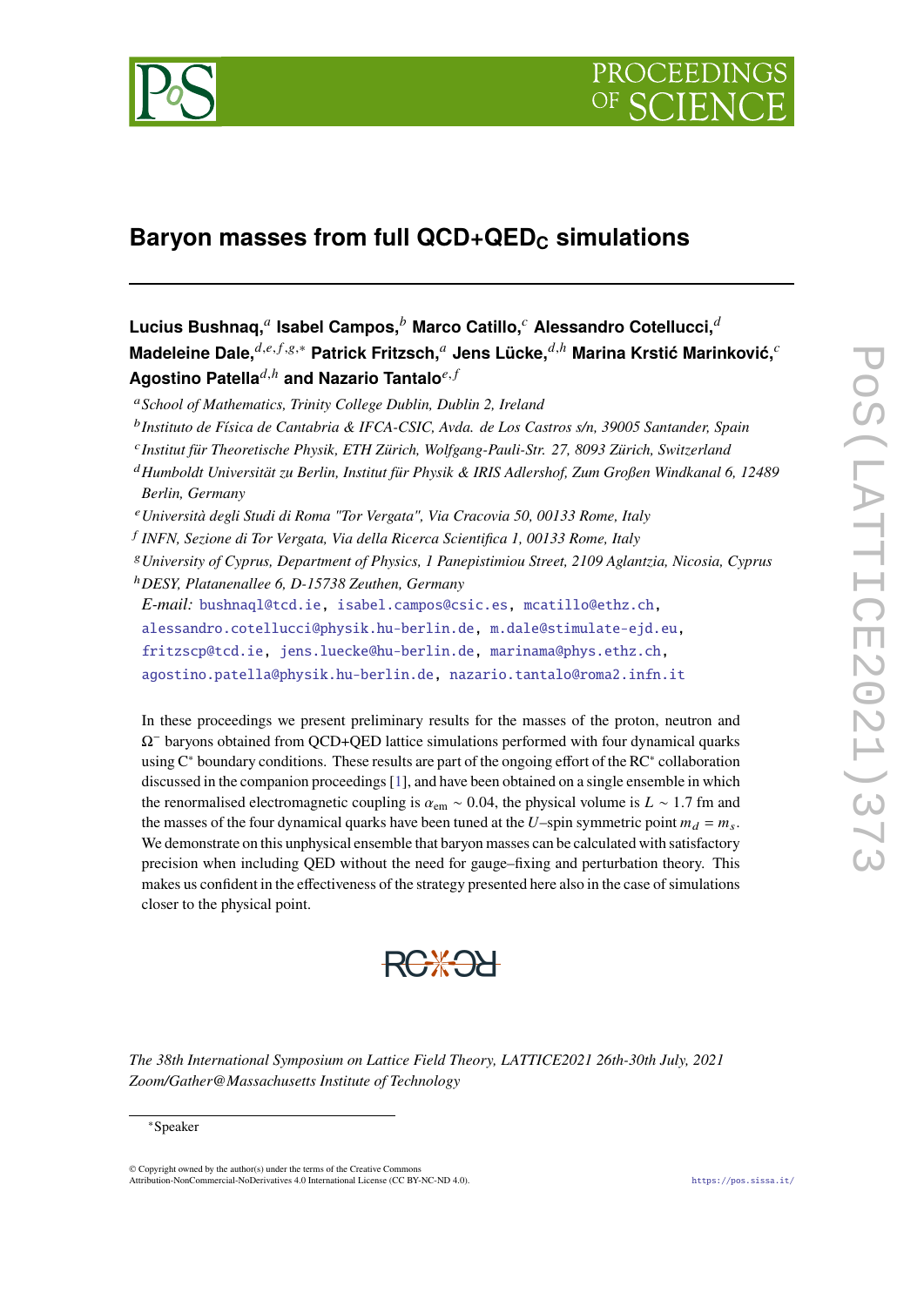# Baryon masses from full QCD+QED$_C$ simulations

**Lucius Bushnaq,**[a] **Isabel Campos,**[b] **Marco Catillo,**[c] **Alessandro Cotellucci,**[d] **Madeleine Dale,**[d,e,f,g,*] **Patrick Fritzsch,**[a] **Jens Lücke,**[d,h] **Marina Krstić Marinković,**[c] **Agostino Patella**[d,h] **and Nazario Tantalo**[e,f]

[a] *School of Mathematics, Trinity College Dublin, Dublin 2, Ireland*

[b] *Instituto de Física de Cantabria & IFCA-CSIC, Avda. de Los Castros s/n, 39005 Santander, Spain*

[c] *Institut für Theoretische Physik, ETH Zürich, Wolfgang-Pauli-Str. 27, 8093 Zürich, Switzerland*

[d] *Humboldt Universität zu Berlin, Institut für Physik & IRIS Adlershof, Zum Großen Windkanal 6, 12489 Berlin, Germany*

[e] *Università degli Studi di Roma "Tor Vergata", Via Cracovia 50, 00133 Rome, Italy*

[f] *INFN, Sezione di Tor Vergata, Via della Ricerca Scientifica 1, 00133 Rome, Italy*

[g] *University of Cyprus, Department of Physics, 1 Panepistimiou Street, 2109 Aglantzia, Nicosia, Cyprus*

[h] *DESY, Platanenallee 6, D-15738 Zeuthen, Germany*

*E-mail:* bushnaql@tcd.ie, isabel.campos@csic.es, mcatillo@ethz.ch, alessandro.cotellucci@physik.hu-berlin.de, m.dale@stimulate-ejd.eu, fritzscp@tcd.ie, jens.luecke@hu-berlin.de, marinama@phys.ethz.ch, agostino.patella@physik.hu-berlin.de, nazario.tantalo@roma2.infn.it

In these proceedings we present preliminary results for the masses of the proton, neutron and $\Omega^-$ baryons obtained from QCD+QED lattice simulations performed with four dynamical quarks using C$^\star$ boundary conditions. These results are part of the ongoing effort of the RC$^\star$ collaboration discussed in the companion proceedings [1], and have been obtained on a single ensemble in which the renormalised electromagnetic coupling is $\alpha_{\text{em}} \sim 0.04$, the physical volume is $L \sim 1.7$ fm and the masses of the four dynamical quarks have been tuned at the $U$–spin symmetric point $m_d = m_s$. We demonstrate on this unphysical ensemble that baryon masses can be calculated with satisfactory precision when including QED without the need for gauge–fixing and perturbation theory. This makes us confident in the effectiveness of the strategy presented here also in the case of simulations closer to the physical point.

*The 38th International Symposium on Lattice Field Theory, LATTICE2021 26th-30th July, 2021 Zoom/Gather@Massachusetts Institute of Technology*

[*] Speaker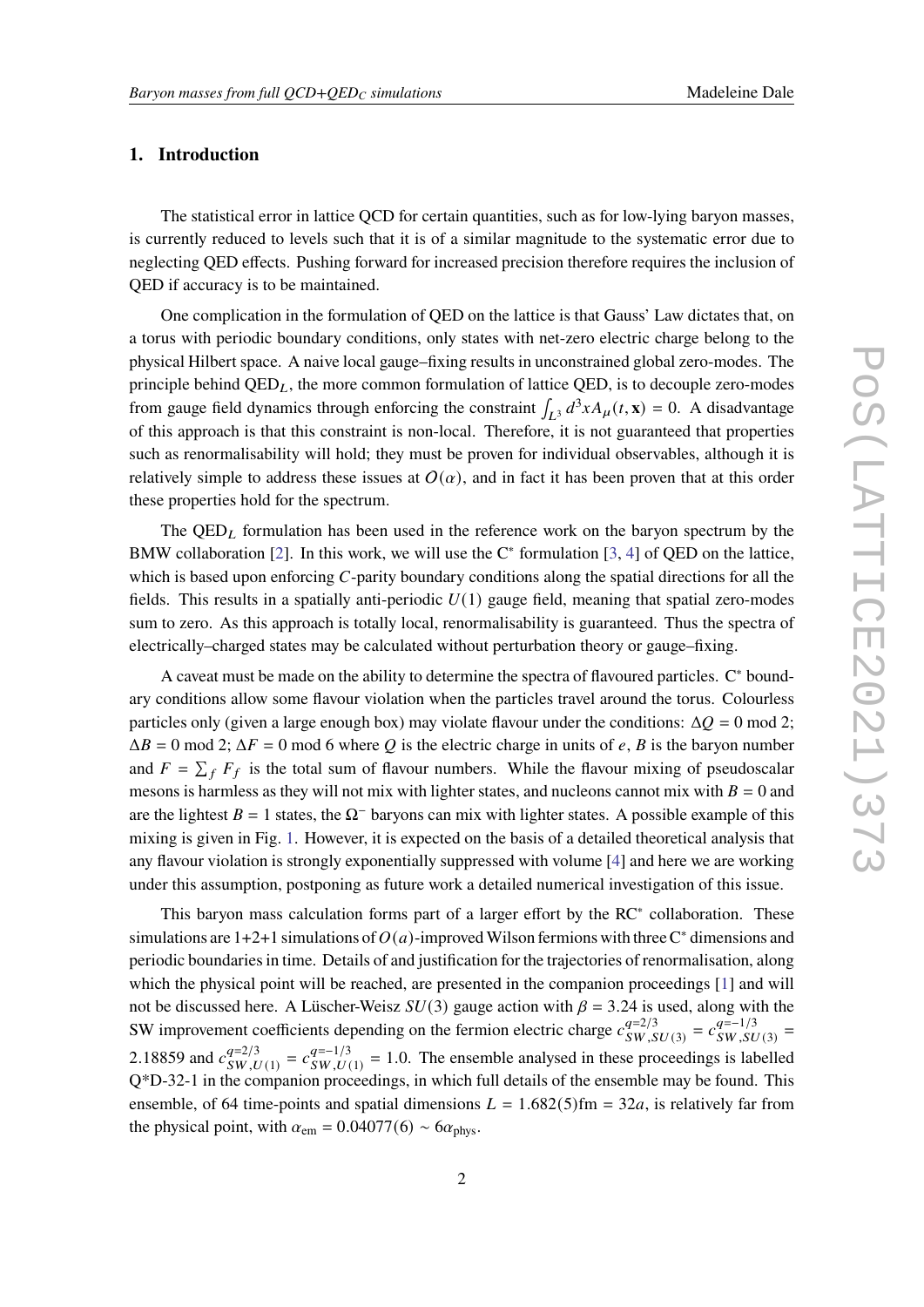## 1. Introduction

The statistical error in lattice QCD for certain quantities, such as for low-lying baryon masses, is currently reduced to levels such that it is of a similar magnitude to the systematic error due to neglecting QED effects. Pushing forward for increased precision therefore requires the inclusion of QED if accuracy is to be maintained.

One complication in the formulation of QED on the lattice is that Gauss' Law dictates that, on a torus with periodic boundary conditions, only states with net-zero electric charge belong to the physical Hilbert space. A naive local gauge–fixing results in unconstrained global zero-modes. The principle behind $\text{QED}_L$, the more common formulation of lattice QED, is to decouple zero-modes from gauge field dynamics through enforcing the constraint $\int_{L^3} d^3x A_\mu(t, \mathbf{x}) = 0$. A disadvantage of this approach is that this constraint is non-local. Therefore, it is not guaranteed that properties such as renormalisability will hold; they must be proven for individual observables, although it is relatively simple to address these issues at $O(\alpha)$, and in fact it has been proven that at this order these properties hold for the spectrum.

The $\text{QED}_L$ formulation has been used in the reference work on the baryon spectrum by the BMW collaboration [2]. In this work, we will use the C* formulation [3, 4] of QED on the lattice, which is based upon enforcing $C$-parity boundary conditions along the spatial directions for all the fields. This results in a spatially anti-periodic $U(1)$ gauge field, meaning that spatial zero-modes sum to zero. As this approach is totally local, renormalisability is guaranteed. Thus the spectra of electrically–charged states may be calculated without perturbation theory or gauge–fixing.

A caveat must be made on the ability to determine the spectra of flavoured particles. C* boundary conditions allow some flavour violation when the particles travel around the torus. Colourless particles only (given a large enough box) may violate flavour under the conditions: $\Delta Q = 0 \bmod 2$; $\Delta B = 0 \bmod 2$; $\Delta F = 0 \bmod 6$ where $Q$ is the electric charge in units of $e$, $B$ is the baryon number and $F = \sum_f F_f$ is the total sum of flavour numbers. While the flavour mixing of pseudoscalar mesons is harmless as they will not mix with lighter states, and nucleons cannot mix with $B = 0$ and are the lightest $B = 1$ states, the $\Omega^-$ baryons can mix with lighter states. A possible example of this mixing is given in Fig. 1. However, it is expected on the basis of a detailed theoretical analysis that any flavour violation is strongly exponentially suppressed with volume [4] and here we are working under this assumption, postponing as future work a detailed numerical investigation of this issue.

This baryon mass calculation forms part of a larger effort by the RC* collaboration. These simulations are 1+2+1 simulations of $O(a)$-improved Wilson fermions with three C* dimensions and periodic boundaries in time. Details of and justification for the trajectories of renormalisation, along which the physical point will be reached, are presented in the companion proceedings [1] and will not be discussed here. A Lüscher-Weisz $SU(3)$ gauge action with $\beta = 3.24$ is used, along with the SW improvement coefficients depending on the fermion electric charge $c^{q=2/3}_{SW,SU(3)} = c^{q=-1/3}_{SW,SU(3)} = 2.18859$ and $c^{q=2/3}_{SW,U(1)} = c^{q=-1/3}_{SW,U(1)} = 1.0$. The ensemble analysed in these proceedings is labelled Q*D-32-1 in the companion proceedings, in which full details of the ensemble may be found. This ensemble, of 64 time-points and spatial dimensions $L = 1.682(5)\text{fm} = 32a$, is relatively far from the physical point, with $\alpha_{\text{em}} = 0.04077(6) \sim 6\alpha_{\text{phys}}$.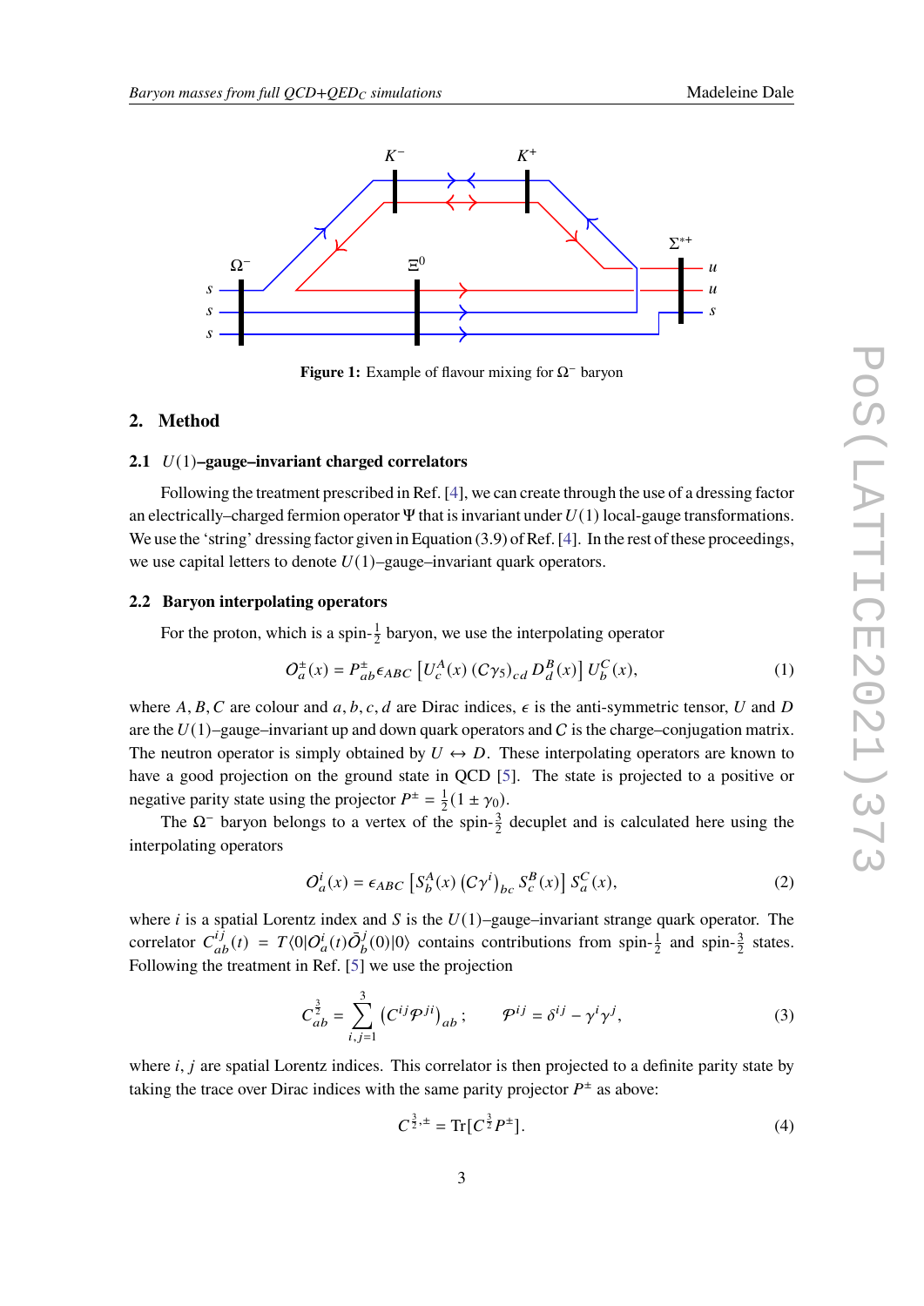Figure 1: Example of flavour mixing for $\Omega^-$ baryon

## 2. Method

### 2.1 $U(1)$–gauge–invariant charged correlators

Following the treatment prescribed in Ref. [4], we can create through the use of a dressing factor an electrically–charged fermion operator $\Psi$ that is invariant under $U(1)$ local-gauge transformations. We use the 'string' dressing factor given in Equation (3.9) of Ref. [4]. In the rest of these proceedings, we use capital letters to denote $U(1)$–gauge–invariant quark operators.

### 2.2 Baryon interpolating operators

For the proton, which is a spin-$\frac{1}{2}$ baryon, we use the interpolating operator

$$O_a^{\pm}(x) = P_{ab}^{\pm}\epsilon_{ABC}\left[U_c^A(x)\,(C\gamma_5)_{cd}\,D_d^B(x)\right]U_b^C(x), \tag{1}$$

where $A, B, C$ are colour and $a, b, c, d$ are Dirac indices, $\epsilon$ is the anti-symmetric tensor, $U$ and $D$ are the $U(1)$–gauge–invariant up and down quark operators and $C$ is the charge–conjugation matrix. The neutron operator is simply obtained by $U \leftrightarrow D$. These interpolating operators are known to have a good projection on the ground state in QCD [5]. The state is projected to a positive or negative parity state using the projector $P^{\pm} = \frac{1}{2}(1 \pm \gamma_0)$.

The $\Omega^-$ baryon belongs to a vertex of the spin-$\frac{3}{2}$ decuplet and is calculated here using the interpolating operators

$$O_a^i(x) = \epsilon_{ABC}\left[S_b^A(x)\,(C\gamma^i)_{bc}\,S_c^B(x)\right]S_a^C(x), \tag{2}$$

where $i$ is a spatial Lorentz index and $S$ is the $U(1)$–gauge–invariant strange quark operator. The correlator $C_{ab}^{ij}(t) = T\langle 0|O_a^i(t)\bar{O}_b^j(0)|0\rangle$ contains contributions from spin-$\frac{1}{2}$ and spin-$\frac{3}{2}$ states. Following the treatment in Ref. [5] we use the projection

$$C_{ab}^{\frac{3}{2}} = \sum_{i,j=1}^{3}\left(C^{ij}\mathcal{P}^{ji}\right)_{ab}; \qquad \mathcal{P}^{ij} = \delta^{ij} - \gamma^i\gamma^j, \tag{3}$$

where $i, j$ are spatial Lorentz indices. This correlator is then projected to a definite parity state by taking the trace over Dirac indices with the same parity projector $P^{\pm}$ as above:

$$C^{\frac{3}{2},\pm} = \mathrm{Tr}[C^{\frac{3}{2}}P^{\pm}]. \tag{4}$$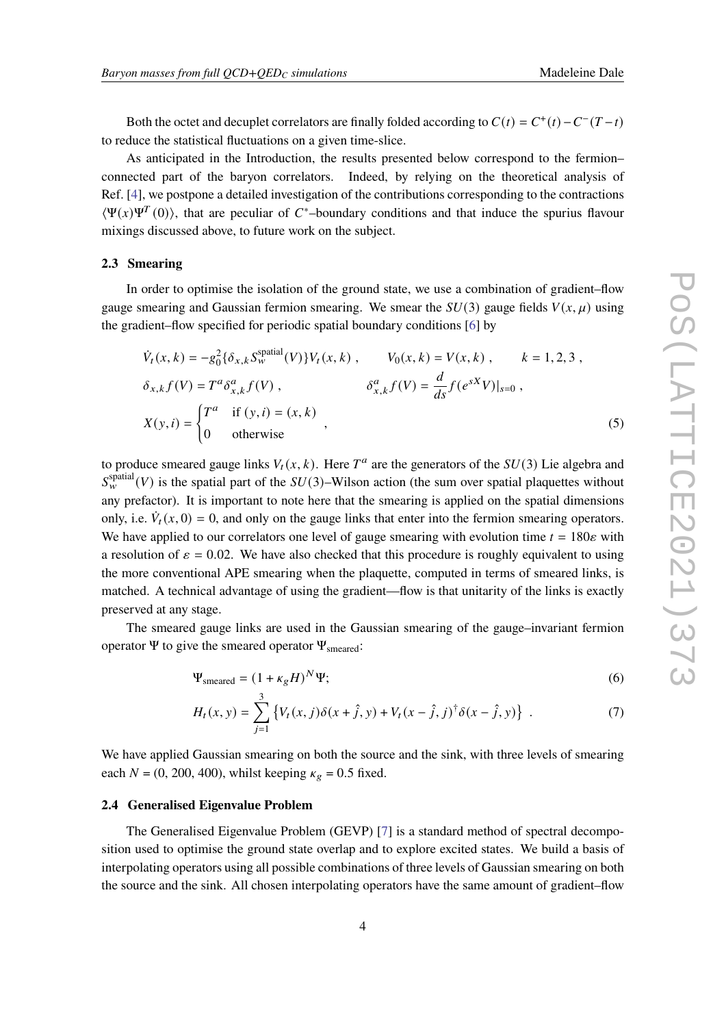Both the octet and decuplet correlators are finally folded according to $C(t) = C^+(t) - C^-(T-t)$ to reduce the statistical fluctuations on a given time-slice.

As anticipated in the Introduction, the results presented below correspond to the fermion–connected part of the baryon correlators. Indeed, by relying on the theoretical analysis of Ref. [4], we postpone a detailed investigation of the contributions corresponding to the contractions $\langle \Psi(x)\Psi^T(0)\rangle$, that are peculiar of $C^*$–boundary conditions and that induce the spurius flavour mixings discussed above, to future work on the subject.

### 2.3 Smearing

In order to optimise the isolation of the ground state, we use a combination of gradient–flow gauge smearing and Gaussian fermion smearing. We smear the $SU(3)$ gauge fields $V(x,\mu)$ using the gradient–flow specified for periodic spatial boundary conditions [6] by

$$
\begin{aligned}
&\dot{V}_t(x,k) = -g_0^2\{\delta_{x,k} S_w^{\text{spatial}}(V)\} V_t(x,k)\,, \qquad V_0(x,k) = V(x,k)\,, \qquad k = 1,2,3\,, \\
&\delta_{x,k} f(V) = T^a \delta^a_{x,k} f(V)\,, \qquad\qquad \delta^a_{x,k} f(V) = \frac{d}{ds} f(e^{sX}V)|_{s=0}\,, \\
&X(y,i) = \begin{cases} T^a & \text{if } (y,i) = (x,k) \\ 0 & \text{otherwise} \end{cases}\,,
\end{aligned}
\tag{5}
$$

to produce smeared gauge links $V_t(x,k)$. Here $T^a$ are the generators of the $SU(3)$ Lie algebra and $S_w^{\text{spatial}}(V)$ is the spatial part of the $SU(3)$–Wilson action (the sum over spatial plaquettes without any prefactor). It is important to note here that the smearing is applied on the spatial dimensions only, i.e. $\dot{V}_t(x,0) = 0$, and only on the gauge links that enter into the fermion smearing operators. We have applied to our correlators one level of gauge smearing with evolution time $t = 180\varepsilon$ with a resolution of $\varepsilon = 0.02$. We have also checked that this procedure is roughly equivalent to using the more conventional APE smearing when the plaquette, computed in terms of smeared links, is matched. A technical advantage of using the gradient—flow is that unitarity of the links is exactly preserved at any stage.

The smeared gauge links are used in the Gaussian smearing of the gauge–invariant fermion operator $\Psi$ to give the smeared operator $\Psi_{\text{smeared}}$:

$$
\Psi_{\text{smeared}} = (1 + \kappa_g H)^N \Psi; \tag{6}
$$

$$
H_t(x,y) = \sum_{j=1}^{3} \left\{ V_t(x,j)\delta(x+\hat{j},y) + V_t(x-\hat{j},j)^\dagger \delta(x-\hat{j},y) \right\}\,. \tag{7}
$$

We have applied Gaussian smearing on both the source and the sink, with three levels of smearing each $N = (0, 200, 400)$, whilst keeping $\kappa_g = 0.5$ fixed.

### 2.4 Generalised Eigenvalue Problem

The Generalised Eigenvalue Problem (GEVP) [7] is a standard method of spectral decomposition used to optimise the ground state overlap and to explore excited states. We build a basis of interpolating operators using all possible combinations of three levels of Gaussian smearing on both the source and the sink. All chosen interpolating operators have the same amount of gradient–flow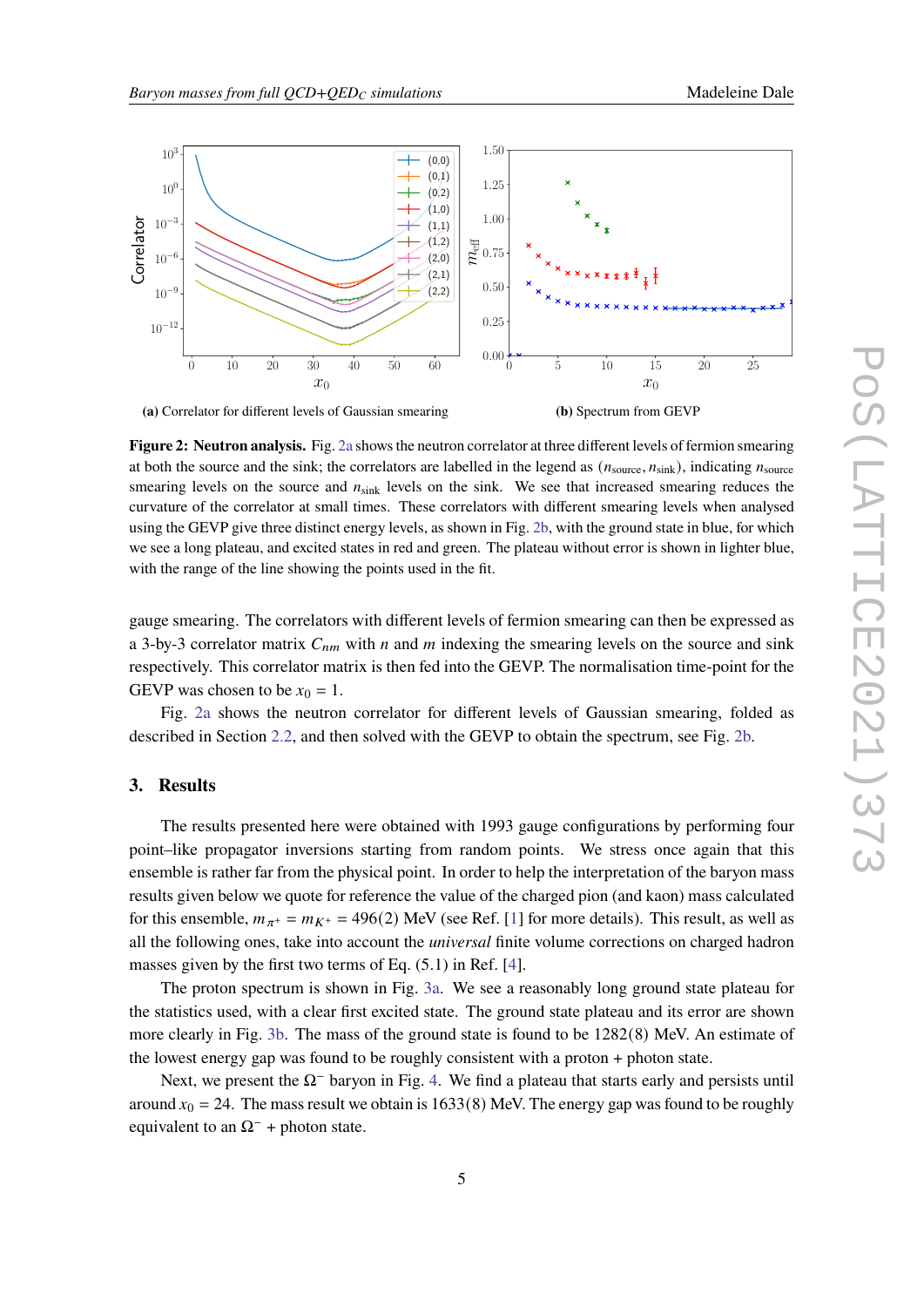(a) Correlator for different levels of Gaussian smearing

(b) Spectrum from GEVP

**Figure 2: Neutron analysis.** Fig. 2a shows the neutron correlator at three different levels of fermion smearing at both the source and the sink; the correlators are labelled in the legend as $(n_{\text{source}}, n_{\text{sink}})$, indicating $n_{\text{source}}$ smearing levels on the source and $n_{\text{sink}}$ levels on the sink. We see that increased smearing reduces the curvature of the correlator at small times. These correlators with different smearing levels when analysed using the GEVP give three distinct energy levels, as shown in Fig. 2b, with the ground state in blue, for which we see a long plateau, and excited states in red and green. The plateau without error is shown in lighter blue, with the range of the line showing the points used in the fit.

gauge smearing. The correlators with different levels of fermion smearing can then be expressed as a 3-by-3 correlator matrix $C_{nm}$ with $n$ and $m$ indexing the smearing levels on the source and sink respectively. This correlator matrix is then fed into the GEVP. The normalisation time-point for the GEVP was chosen to be $x_0 = 1$.

Fig. 2a shows the neutron correlator for different levels of Gaussian smearing, folded as described in Section 2.2, and then solved with the GEVP to obtain the spectrum, see Fig. 2b.

## 3. Results

The results presented here were obtained with 1993 gauge configurations by performing four point–like propagator inversions starting from random points. We stress once again that this ensemble is rather far from the physical point. In order to help the interpretation of the baryon mass results given below we quote for reference the value of the charged pion (and kaon) mass calculated for this ensemble, $m_{\pi^+} = m_{K^+} = 496(2)$ MeV (see Ref. [1] for more details). This result, as well as all the following ones, take into account the *universal* finite volume corrections on charged hadron masses given by the first two terms of Eq. (5.1) in Ref. [4].

The proton spectrum is shown in Fig. 3a. We see a reasonably long ground state plateau for the statistics used, with a clear first excited state. The ground state plateau and its error are shown more clearly in Fig. 3b. The mass of the ground state is found to be 1282(8) MeV. An estimate of the lowest energy gap was found to be roughly consistent with a proton + photon state.

Next, we present the $\Omega^-$ baryon in Fig. 4. We find a plateau that starts early and persists until around $x_0 = 24$. The mass result we obtain is 1633(8) MeV. The energy gap was found to be roughly equivalent to an $\Omega^-$ + photon state.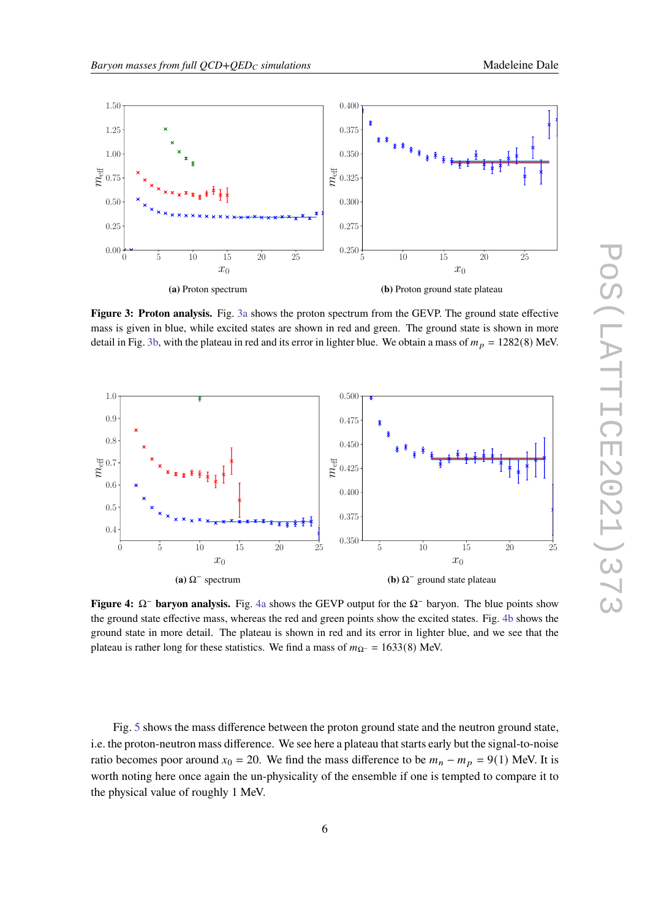(a) Proton spectrum

(b) Proton ground state plateau

**Figure 3: Proton analysis.** Fig. 3a shows the proton spectrum from the GEVP. The ground state effective mass is given in blue, while excited states are shown in red and green. The ground state is shown in more detail in Fig. 3b, with the plateau in red and its error in lighter blue. We obtain a mass of $m_p = 1282(8)$ MeV.

(a) $\Omega^-$ spectrum

(b) $\Omega^-$ ground state plateau

**Figure 4: $\Omega^-$ baryon analysis.** Fig. 4a shows the GEVP output for the $\Omega^-$ baryon. The blue points show the ground state effective mass, whereas the red and green points show the excited states. Fig. 4b shows the ground state in more detail. The plateau is shown in red and its error in lighter blue, and we see that the plateau is rather long for these statistics. We find a mass of $m_{\Omega^-} = 1633(8)$ MeV.

Fig. 5 shows the mass difference between the proton ground state and the neutron ground state, i.e. the proton-neutron mass difference. We see here a plateau that starts early but the signal-to-noise ratio becomes poor around $x_0 = 20$. We find the mass difference to be $m_n - m_p = 9(1)$ MeV. It is worth noting here once again the un-physicality of the ensemble if one is tempted to compare it to the physical value of roughly 1 MeV.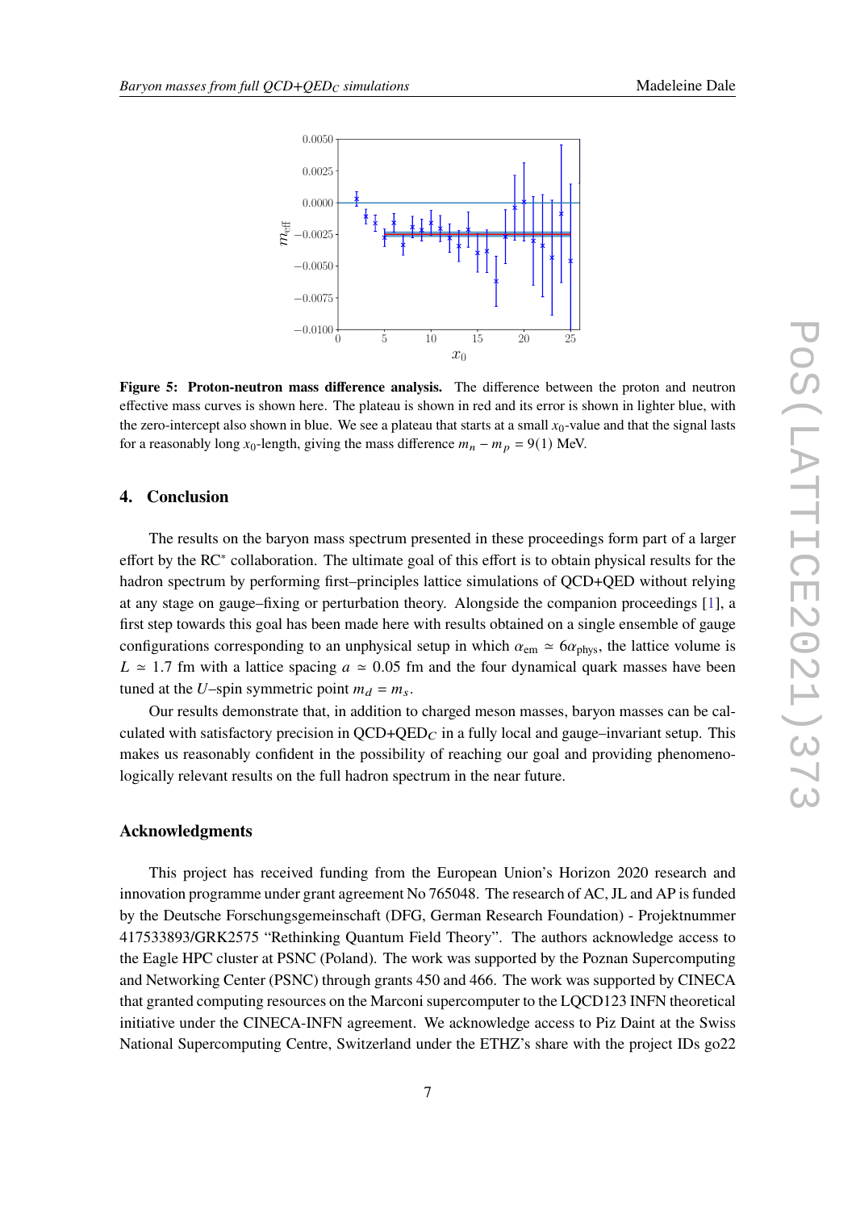**Figure 5: Proton-neutron mass difference analysis.** The difference between the proton and neutron effective mass curves is shown here. The plateau is shown in red and its error is shown in lighter blue, with the zero-intercept also shown in blue. We see a plateau that starts at a small $x_0$-value and that the signal lasts for a reasonably long $x_0$-length, giving the mass difference $m_n - m_p = 9(1)$ MeV.

## 4. Conclusion

The results on the baryon mass spectrum presented in these proceedings form part of a larger effort by the RC* collaboration. The ultimate goal of this effort is to obtain physical results for the hadron spectrum by performing first–principles lattice simulations of QCD+QED without relying at any stage on gauge–fixing or perturbation theory. Alongside the companion proceedings [1], a first step towards this goal has been made here with results obtained on a single ensemble of gauge configurations corresponding to an unphysical setup in which $\alpha_{\text{em}} \simeq 6\alpha_{\text{phys}}$, the lattice volume is $L \simeq 1.7$ fm with a lattice spacing $a \simeq 0.05$ fm and the four dynamical quark masses have been tuned at the $U$–spin symmetric point $m_d = m_s$.

Our results demonstrate that, in addition to charged meson masses, baryon masses can be calculated with satisfactory precision in QCD+QED$_C$ in a fully local and gauge–invariant setup. This makes us reasonably confident in the possibility of reaching our goal and providing phenomenologically relevant results on the full hadron spectrum in the near future.

### Acknowledgments

This project has received funding from the European Union's Horizon 2020 research and innovation programme under grant agreement No 765048. The research of AC, JL and AP is funded by the Deutsche Forschungsgemeinschaft (DFG, German Research Foundation) - Projektnummer 417533893/GRK2575 "Rethinking Quantum Field Theory". The authors acknowledge access to the Eagle HPC cluster at PSNC (Poland). The work was supported by the Poznan Supercomputing and Networking Center (PSNC) through grants 450 and 466. The work was supported by CINECA that granted computing resources on the Marconi supercomputer to the LQCD123 INFN theoretical initiative under the CINECA-INFN agreement. We acknowledge access to Piz Daint at the Swiss National Supercomputing Centre, Switzerland under the ETHZ's share with the project IDs go22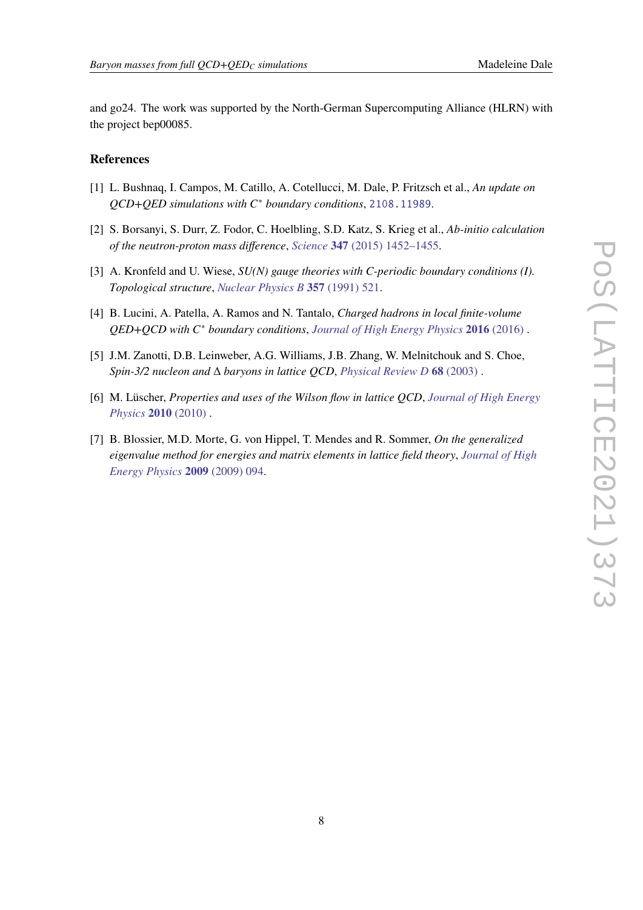and go24. The work was supported by the North-German Supercomputing Alliance (HLRN) with the project bep00085.

## References

[1] L. Bushnaq, I. Campos, M. Catillo, A. Cotellucci, M. Dale, P. Fritzsch et al., *An update on QCD+QED simulations with C$^*$ boundary conditions*, 2108.11989.

[2] S. Borsanyi, S. Durr, Z. Fodor, C. Hoelbling, S.D. Katz, S. Krieg et al., *Ab-initio calculation of the neutron-proton mass difference*, *Science* **347** (2015) 1452–1455.

[3] A. Kronfeld and U. Wiese, *SU(N) gauge theories with C-periodic boundary conditions (I). Topological structure*, *Nuclear Physics B* **357** (1991) 521.

[4] B. Lucini, A. Patella, A. Ramos and N. Tantalo, *Charged hadrons in local finite-volume QED+QCD with C$^*$ boundary conditions*, *Journal of High Energy Physics* **2016** (2016) .

[5] J.M. Zanotti, D.B. Leinweber, A.G. Williams, J.B. Zhang, W. Melnitchouk and S. Choe, *Spin-3/2 nucleon and Δ baryons in lattice QCD*, *Physical Review D* **68** (2003) .

[6] M. Lüscher, *Properties and uses of the Wilson flow in lattice QCD*, *Journal of High Energy Physics* **2010** (2010) .

[7] B. Blossier, M.D. Morte, G. von Hippel, T. Mendes and R. Sommer, *On the generalized eigenvalue method for energies and matrix elements in lattice field theory*, *Journal of High Energy Physics* **2009** (2009) 094.